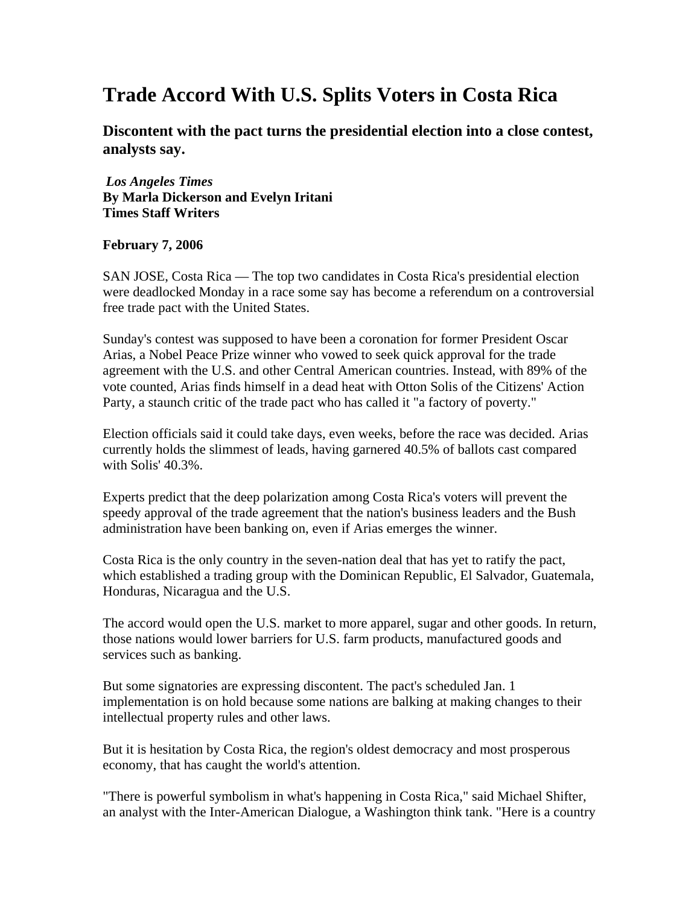# Trade Accord With U.S. Splits Voters in Costa Rica

### Discontent with the pact turns the presidential election into a close contest, analysts say.

***Los Angeles Times***
**By Marla Dickerson and Evelyn Iritani**
**Times Staff Writers**

**February 7, 2006**

SAN JOSE, Costa Rica — The top two candidates in Costa Rica's presidential election were deadlocked Monday in a race some say has become a referendum on a controversial free trade pact with the United States.

Sunday's contest was supposed to have been a coronation for former President Oscar Arias, a Nobel Peace Prize winner who vowed to seek quick approval for the trade agreement with the U.S. and other Central American countries. Instead, with 89% of the vote counted, Arias finds himself in a dead heat with Otton Solis of the Citizens' Action Party, a staunch critic of the trade pact who has called it "a factory of poverty."

Election officials said it could take days, even weeks, before the race was decided. Arias currently holds the slimmest of leads, having garnered 40.5% of ballots cast compared with Solis' 40.3%.

Experts predict that the deep polarization among Costa Rica's voters will prevent the speedy approval of the trade agreement that the nation's business leaders and the Bush administration have been banking on, even if Arias emerges the winner.

Costa Rica is the only country in the seven-nation deal that has yet to ratify the pact, which established a trading group with the Dominican Republic, El Salvador, Guatemala, Honduras, Nicaragua and the U.S.

The accord would open the U.S. market to more apparel, sugar and other goods. In return, those nations would lower barriers for U.S. farm products, manufactured goods and services such as banking.

But some signatories are expressing discontent. The pact's scheduled Jan. 1 implementation is on hold because some nations are balking at making changes to their intellectual property rules and other laws.

But it is hesitation by Costa Rica, the region's oldest democracy and most prosperous economy, that has caught the world's attention.

"There is powerful symbolism in what's happening in Costa Rica," said Michael Shifter, an analyst with the Inter-American Dialogue, a Washington think tank. "Here is a country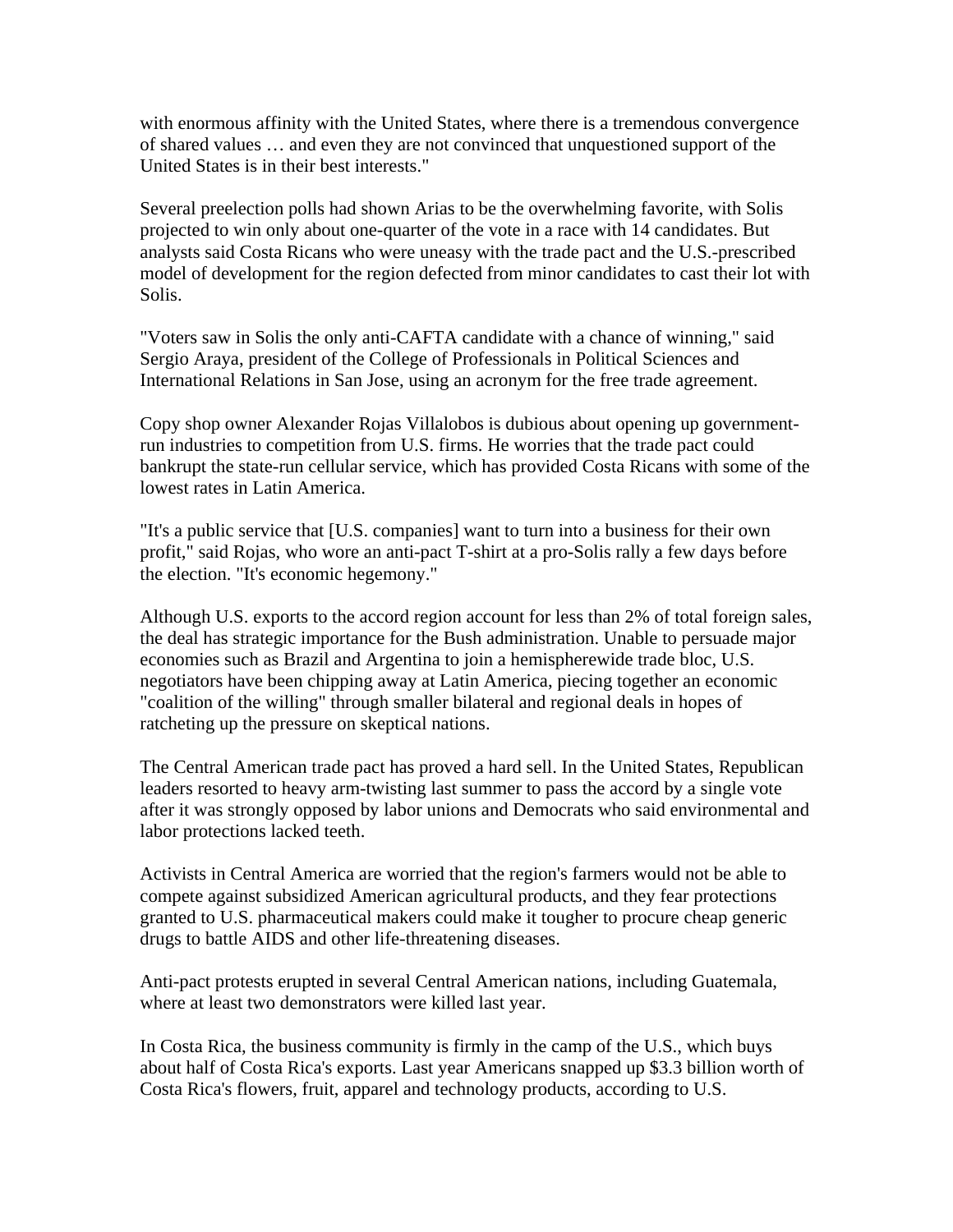with enormous affinity with the United States, where there is a tremendous convergence of shared values … and even they are not convinced that unquestioned support of the United States is in their best interests."

Several preelection polls had shown Arias to be the overwhelming favorite, with Solis projected to win only about one-quarter of the vote in a race with 14 candidates. But analysts said Costa Ricans who were uneasy with the trade pact and the U.S.-prescribed model of development for the region defected from minor candidates to cast their lot with Solis.

"Voters saw in Solis the only anti-CAFTA candidate with a chance of winning," said Sergio Araya, president of the College of Professionals in Political Sciences and International Relations in San Jose, using an acronym for the free trade agreement.

Copy shop owner Alexander Rojas Villalobos is dubious about opening up government-run industries to competition from U.S. firms. He worries that the trade pact could bankrupt the state-run cellular service, which has provided Costa Ricans with some of the lowest rates in Latin America.

"It's a public service that [U.S. companies] want to turn into a business for their own profit," said Rojas, who wore an anti-pact T-shirt at a pro-Solis rally a few days before the election. "It's economic hegemony."

Although U.S. exports to the accord region account for less than 2% of total foreign sales, the deal has strategic importance for the Bush administration. Unable to persuade major economies such as Brazil and Argentina to join a hemispherewide trade bloc, U.S. negotiators have been chipping away at Latin America, piecing together an economic "coalition of the willing" through smaller bilateral and regional deals in hopes of ratcheting up the pressure on skeptical nations.

The Central American trade pact has proved a hard sell. In the United States, Republican leaders resorted to heavy arm-twisting last summer to pass the accord by a single vote after it was strongly opposed by labor unions and Democrats who said environmental and labor protections lacked teeth.

Activists in Central America are worried that the region's farmers would not be able to compete against subsidized American agricultural products, and they fear protections granted to U.S. pharmaceutical makers could make it tougher to procure cheap generic drugs to battle AIDS and other life-threatening diseases.

Anti-pact protests erupted in several Central American nations, including Guatemala, where at least two demonstrators were killed last year.

In Costa Rica, the business community is firmly in the camp of the U.S., which buys about half of Costa Rica's exports. Last year Americans snapped up $3.3 billion worth of Costa Rica's flowers, fruit, apparel and technology products, according to U.S.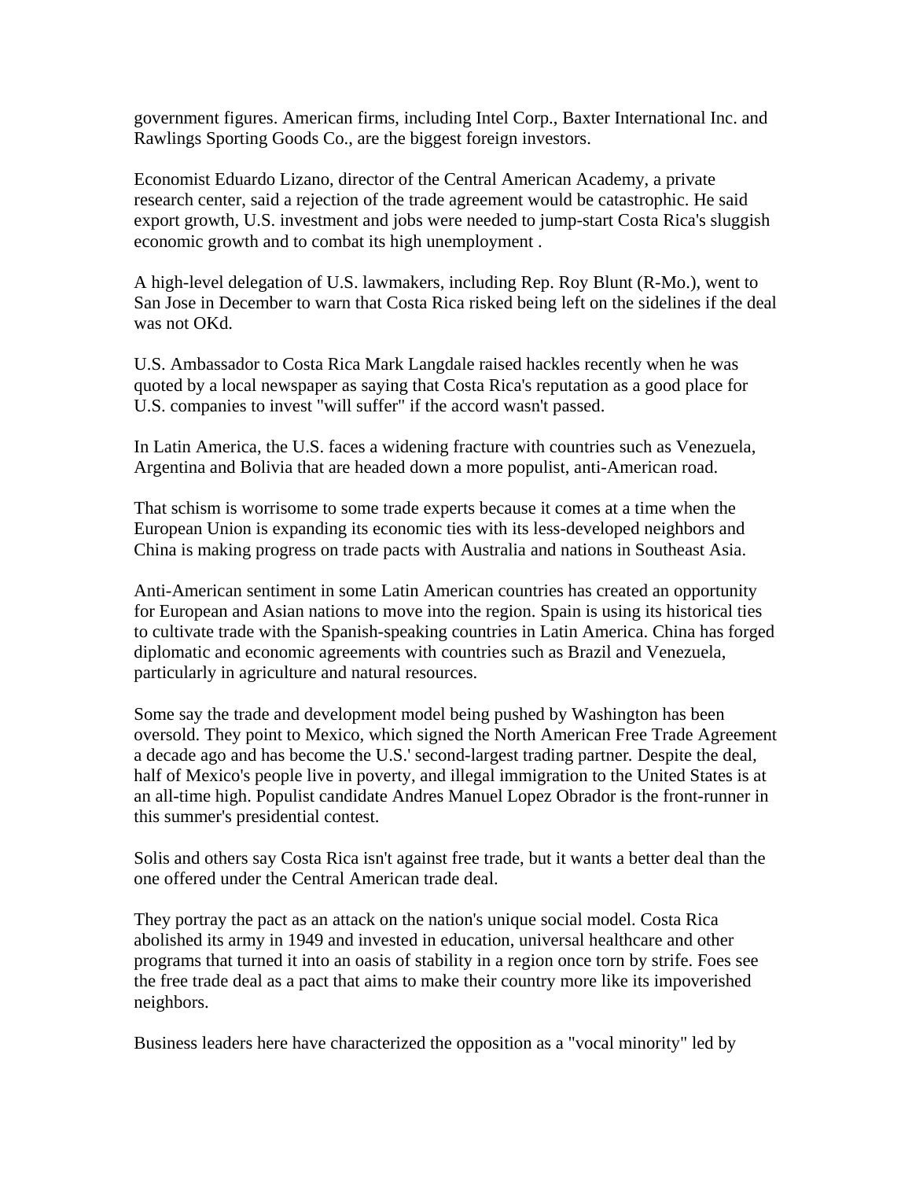government figures. American firms, including Intel Corp., Baxter International Inc. and Rawlings Sporting Goods Co., are the biggest foreign investors.

Economist Eduardo Lizano, director of the Central American Academy, a private research center, said a rejection of the trade agreement would be catastrophic. He said export growth, U.S. investment and jobs were needed to jump-start Costa Rica's sluggish economic growth and to combat its high unemployment .

A high-level delegation of U.S. lawmakers, including Rep. Roy Blunt (R-Mo.), went to San Jose in December to warn that Costa Rica risked being left on the sidelines if the deal was not OKd.

U.S. Ambassador to Costa Rica Mark Langdale raised hackles recently when he was quoted by a local newspaper as saying that Costa Rica's reputation as a good place for U.S. companies to invest "will suffer" if the accord wasn't passed.

In Latin America, the U.S. faces a widening fracture with countries such as Venezuela, Argentina and Bolivia that are headed down a more populist, anti-American road.

That schism is worrisome to some trade experts because it comes at a time when the European Union is expanding its economic ties with its less-developed neighbors and China is making progress on trade pacts with Australia and nations in Southeast Asia.

Anti-American sentiment in some Latin American countries has created an opportunity for European and Asian nations to move into the region. Spain is using its historical ties to cultivate trade with the Spanish-speaking countries in Latin America. China has forged diplomatic and economic agreements with countries such as Brazil and Venezuela, particularly in agriculture and natural resources.

Some say the trade and development model being pushed by Washington has been oversold. They point to Mexico, which signed the North American Free Trade Agreement a decade ago and has become the U.S.' second-largest trading partner. Despite the deal, half of Mexico's people live in poverty, and illegal immigration to the United States is at an all-time high. Populist candidate Andres Manuel Lopez Obrador is the front-runner in this summer's presidential contest.

Solis and others say Costa Rica isn't against free trade, but it wants a better deal than the one offered under the Central American trade deal.

They portray the pact as an attack on the nation's unique social model. Costa Rica abolished its army in 1949 and invested in education, universal healthcare and other programs that turned it into an oasis of stability in a region once torn by strife. Foes see the free trade deal as a pact that aims to make their country more like its impoverished neighbors.

Business leaders here have characterized the opposition as a "vocal minority" led by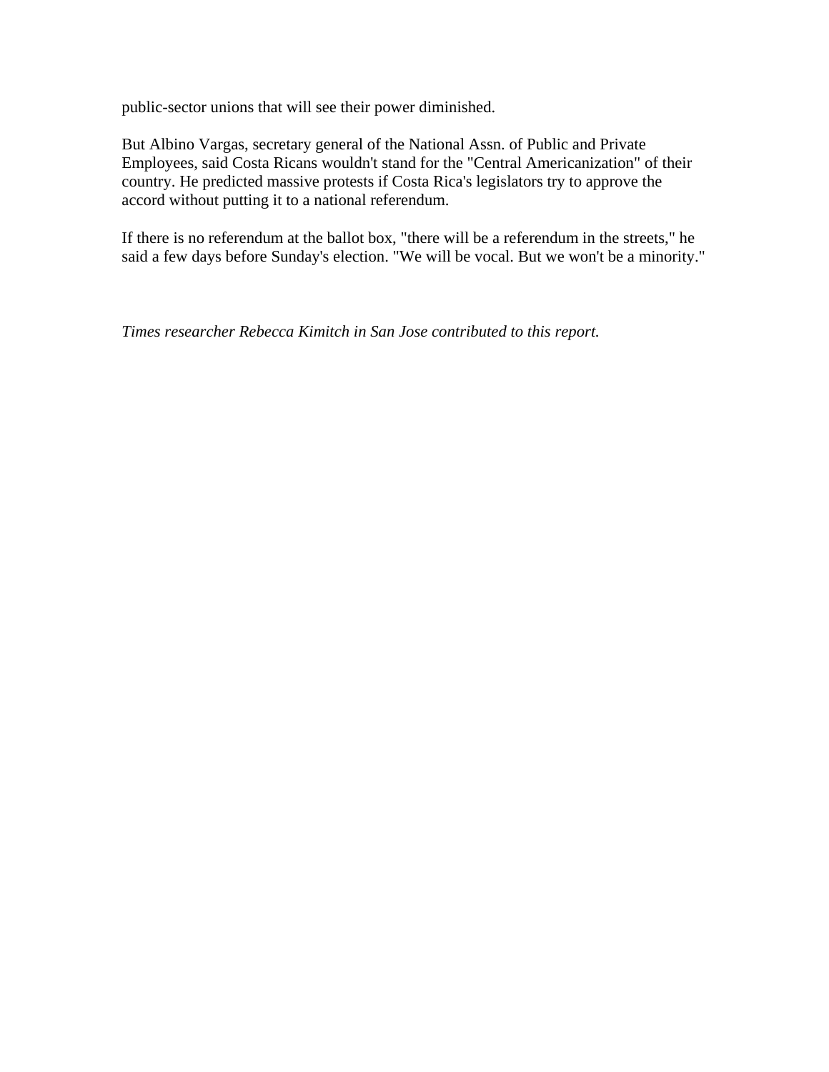public-sector unions that will see their power diminished.

But Albino Vargas, secretary general of the National Assn. of Public and Private Employees, said Costa Ricans wouldn't stand for the "Central Americanization" of their country. He predicted massive protests if Costa Rica's legislators try to approve the accord without putting it to a national referendum.

If there is no referendum at the ballot box, "there will be a referendum in the streets," he said a few days before Sunday's election. "We will be vocal. But we won't be a minority."

*Times researcher Rebecca Kimitch in San Jose contributed to this report.*